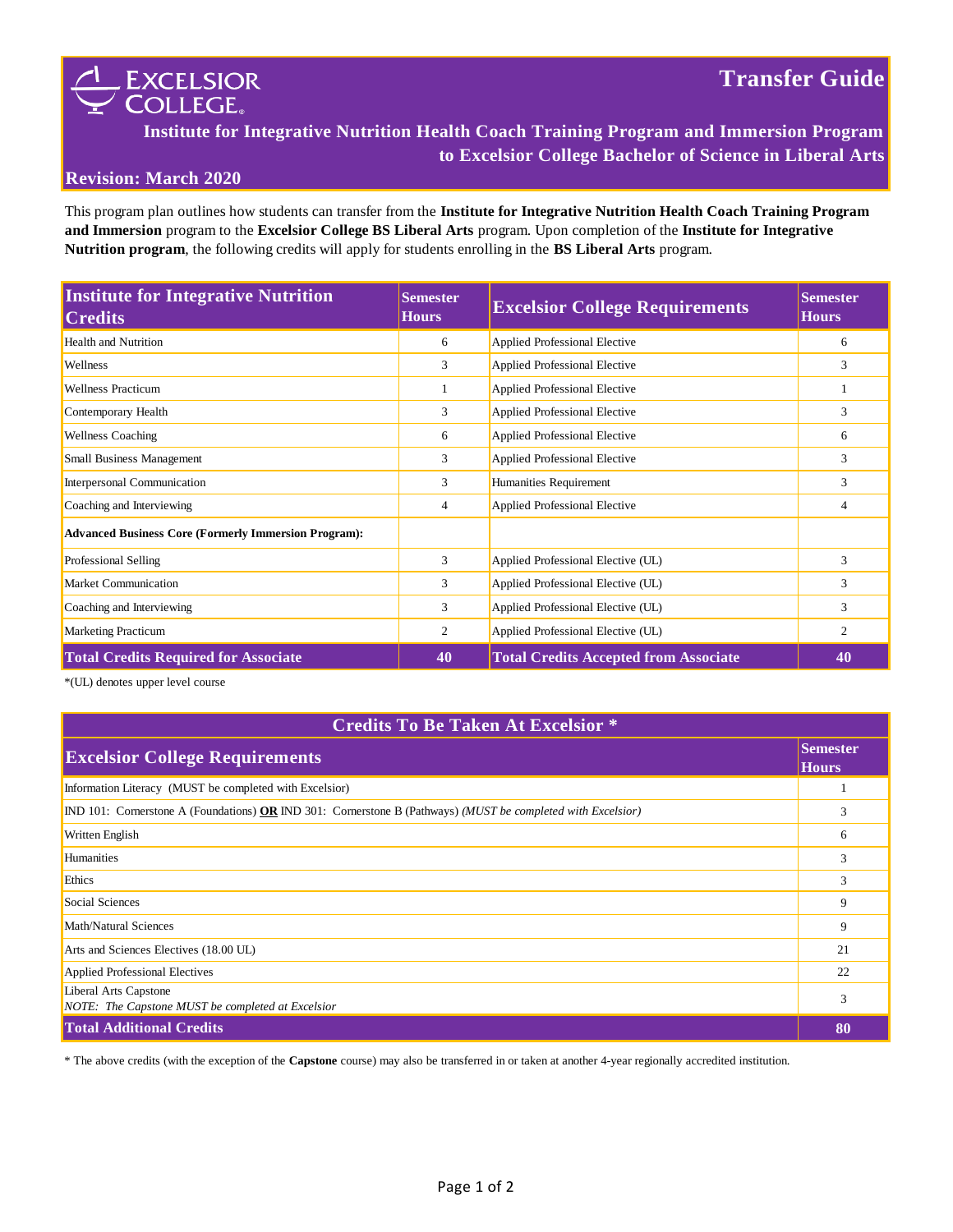# Excelsior College

## Transfer Guide

### Institute for Integrative Nutrition Health Coach Training Program and Immersion Program to Excelsior College Bachelor of Science in Liberal Arts

**Revision: March 2020**

This program plan outlines how students can transfer from the **Institute for Integrative Nutrition Health Coach Training Program and Immersion** program to the **Excelsior College BS Liberal Arts** program. Upon completion of the **Institute for Integrative Nutrition program**, the following credits will apply for students enrolling in the **BS Liberal Arts** program.

| Institute for Integrative Nutrition Credits | Semester Hours | Excelsior College Requirements | Semester Hours |
|---|---|---|---|
| Health and Nutrition | 6 | Applied Professional Elective | 6 |
| Wellness | 3 | Applied Professional Elective | 3 |
| Wellness Practicum | 1 | Applied Professional Elective | 1 |
| Contemporary Health | 3 | Applied Professional Elective | 3 |
| Wellness Coaching | 6 | Applied Professional Elective | 6 |
| Small Business Management | 3 | Applied Professional Elective | 3 |
| Interpersonal Communication | 3 | Humanities Requirement | 3 |
| Coaching and Interviewing | 4 | Applied Professional Elective | 4 |
| **Advanced Business Core (Formerly Immersion Program):** | | | |
| Professional Selling | 3 | Applied Professional Elective (UL) | 3 |
| Market Communication | 3 | Applied Professional Elective (UL) | 3 |
| Coaching and Interviewing | 3 | Applied Professional Elective (UL) | 3 |
| Marketing Practicum | 2 | Applied Professional Elective (UL) | 2 |
| **Total Credits Required for Associate** | **40** | **Total Credits Accepted from Associate** | **40** |

*(UL) denotes upper level course

| Credits To Be Taken At Excelsior * | |
|---|---|
| **Excelsior College Requirements** | **Semester Hours** |
| Information Literacy (MUST be completed with Excelsior) | 1 |
| IND 101: Cornerstone A (Foundations) **OR** IND 301: Cornerstone B (Pathways) *(MUST be completed with Excelsior)* | 3 |
| Written English | 6 |
| Humanities | 3 |
| Ethics | 3 |
| Social Sciences | 9 |
| Math/Natural Sciences | 9 |
| Arts and Sciences Electives (18.00 UL) | 21 |
| Applied Professional Electives | 22 |
| Liberal Arts Capstone<br>*NOTE: The Capstone MUST be completed at Excelsior* | 3 |
| **Total Additional Credits** | **80** |

* The above credits (with the exception of the **Capstone** course) may also be transferred in or taken at another 4-year regionally accredited institution.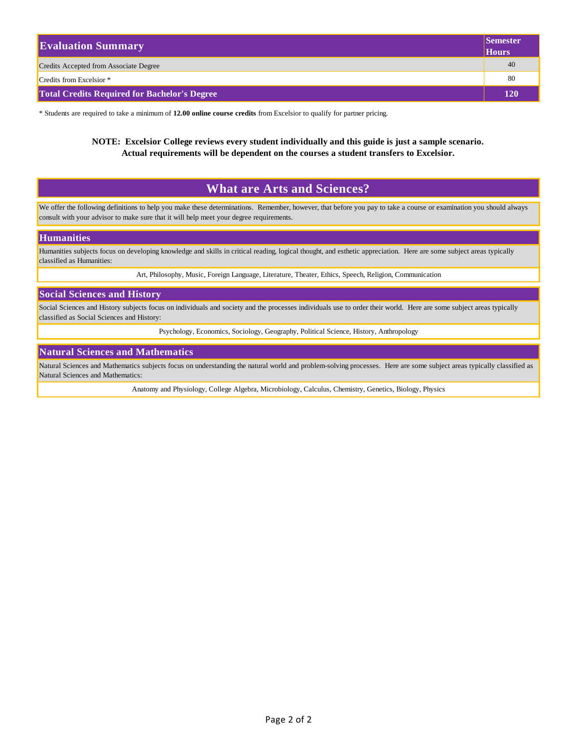| Evaluation Summary | Semester Hours |
| --- | --- |
| Credits Accepted from Associate Degree | 40 |
| Credits from Excelsior * | 80 |
| **Total Credits Required for Bachelor's Degree** | **120** |

* Students are required to take a minimum of **12.00 online course credits** from Excelsior to qualify for partner pricing.

**NOTE: Excelsior College reviews every student individually and this guide is just a sample scenario. Actual requirements will be dependent on the courses a student transfers to Excelsior.**

## What are Arts and Sciences?

We offer the following definitions to help you make these determinations. Remember, however, that before you pay to take a course or examination you should always consult with your advisor to make sure that it will help meet your degree requirements.

### Humanities

Humanities subjects focus on developing knowledge and skills in critical reading, logical thought, and esthetic appreciation. Here are some subject areas typically classified as Humanities:

Art, Philosophy, Music, Foreign Language, Literature, Theater, Ethics, Speech, Religion, Communication

### Social Sciences and History

Social Sciences and History subjects focus on individuals and society and the processes individuals use to order their world. Here are some subject areas typically classified as Social Sciences and History:

Psychology, Economics, Sociology, Geography, Political Science, History, Anthropology

### Natural Sciences and Mathematics

Natural Sciences and Mathematics subjects focus on understanding the natural world and problem-solving processes. Here are some subject areas typically classified as Natural Sciences and Mathematics:

Anatomy and Physiology, College Algebra, Microbiology, Calculus, Chemistry, Genetics, Biology, Physics